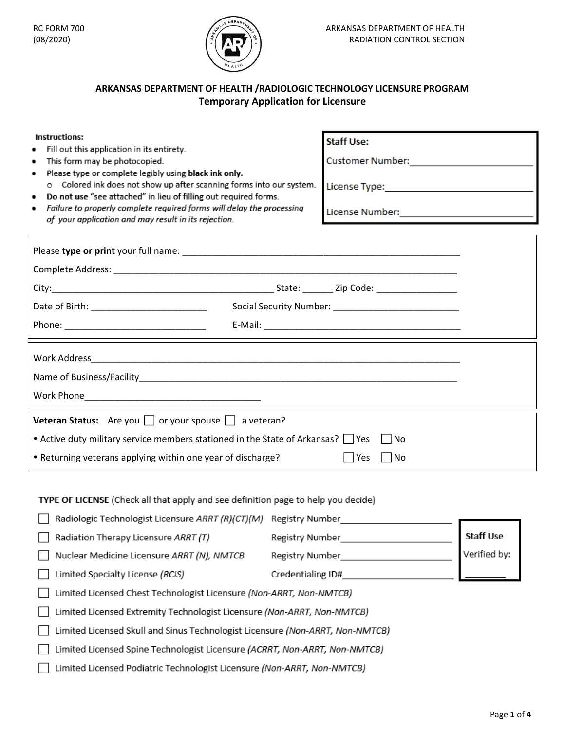RC FORM 700
(08/2020)

ARKANSAS DEPARTMENT OF HEALTH
RADIATION CONTROL SECTION

## ARKANSAS DEPARTMENT OF HEALTH /RADIOLOGIC TECHNOLOGY LICENSURE PROGRAM
## Temporary Application for Licensure

**Instructions:**

- Fill out this application in its entirety.
- This form may be photocopied.
- Please type or complete legibly using **black ink only.**
  - Colored ink does not show up after scanning forms into our system.
- **Do not use** "see attached" in lieu of filling out required forms.
- *Failure to properly complete required forms will delay the processing of your application and may result in its rejection.*

**Staff Use:**

Customer Number:\_\_\_\_\_\_\_\_\_\_\_\_\_\_\_\_\_\_\_\_\_\_\_\_

License Type:\_\_\_\_\_\_\_\_\_\_\_\_\_\_\_\_\_\_\_\_\_\_\_\_\_\_\_\_

License Number:\_\_\_\_\_\_\_\_\_\_\_\_\_\_\_\_\_\_\_\_\_\_\_\_\_

Please **type or print** your full name: \_\_\_\_\_\_\_\_\_\_\_\_\_\_\_\_\_\_\_\_\_\_\_\_\_\_\_\_\_\_\_\_\_\_\_\_\_\_\_\_\_\_\_\_\_\_\_\_\_\_\_\_\_\_

Complete Address: \_\_\_\_\_\_\_\_\_\_\_\_\_\_\_\_\_\_\_\_\_\_\_\_\_\_\_\_\_\_\_\_\_\_\_\_\_\_\_\_\_\_\_\_\_\_\_\_\_\_\_\_\_\_\_\_\_\_\_\_\_\_\_\_\_\_

City:\_\_\_\_\_\_\_\_\_\_\_\_\_\_\_\_\_\_\_\_\_\_\_\_\_\_\_\_\_\_\_\_\_\_\_\_\_\_\_\_\_\_\_\_ State: \_\_\_\_\_\_ Zip Code: \_\_\_\_\_\_\_\_\_\_\_\_\_\_\_\_

Date of Birth: \_\_\_\_\_\_\_\_\_\_\_\_\_\_\_\_\_\_\_\_\_\_\_ Social Security Number: \_\_\_\_\_\_\_\_\_\_\_\_\_\_\_\_\_\_\_\_\_\_\_\_\_\_

Phone: \_\_\_\_\_\_\_\_\_\_\_\_\_\_\_\_\_\_\_\_\_\_\_\_\_\_\_\_\_ E-Mail: \_\_\_\_\_\_\_\_\_\_\_\_\_\_\_\_\_\_\_\_\_\_\_\_\_\_\_\_\_\_\_\_\_\_\_\_\_\_\_\_\_

Work Address\_\_\_\_\_\_\_\_\_\_\_\_\_\_\_\_\_\_\_\_\_\_\_\_\_\_\_\_\_\_\_\_\_\_\_\_\_\_\_\_\_\_\_\_\_\_\_\_\_\_\_\_\_\_\_\_\_\_\_\_\_\_\_\_\_\_\_\_\_\_

Name of Business/Facility\_\_\_\_\_\_\_\_\_\_\_\_\_\_\_\_\_\_\_\_\_\_\_\_\_\_\_\_\_\_\_\_\_\_\_\_\_\_\_\_\_\_\_\_\_\_\_\_\_\_\_\_\_\_\_\_\_\_\_\_\_

Work Phone\_\_\_\_\_\_\_\_\_\_\_\_\_\_\_\_\_\_\_\_\_\_\_\_\_\_\_\_\_\_\_\_\_\_\_

**Veteran Status:** Are you ☐ or your spouse ☐ a veteran?

- Active duty military service members stationed in the State of Arkansas? ☐ Yes ☐ No
- Returning veterans applying within one year of discharge? ☐ Yes ☐ No

**TYPE OF LICENSE** (Check all that apply and see definition page to help you decide)

- ☐ Radiologic Technologist Licensure *ARRT (R)(CT)(M)* Registry Number\_\_\_\_\_\_\_\_\_\_\_\_\_\_\_\_\_\_\_\_\_\_
- ☐ Radiation Therapy Licensure *ARRT (T)* Registry Number\_\_\_\_\_\_\_\_\_\_\_\_\_\_\_\_\_\_\_\_\_\_
- ☐ Nuclear Medicine Licensure *ARRT (N), NMTCB* Registry Number\_\_\_\_\_\_\_\_\_\_\_\_\_\_\_\_\_\_\_\_\_\_
- ☐ Limited Specialty License *(RCIS)* Credentialing ID#\_\_\_\_\_\_\_\_\_\_\_\_\_\_\_\_\_\_\_\_\_\_
- ☐ Limited Licensed Chest Technologist Licensure *(Non-ARRT, Non-NMTCB)*
- ☐ Limited Licensed Extremity Technologist Licensure *(Non-ARRT, Non-NMTCB)*
- ☐ Limited Licensed Skull and Sinus Technologist Licensure *(Non-ARRT, Non-NMTCB)*
- ☐ Limited Licensed Spine Technologist Licensure *(ACRRT, Non-ARRT, Non-NMTCB)*
- ☐ Limited Licensed Podiatric Technologist Licensure *(Non-ARRT, Non-NMTCB)*

**Staff Use**

Verified by:

\_\_\_\_\_\_\_\_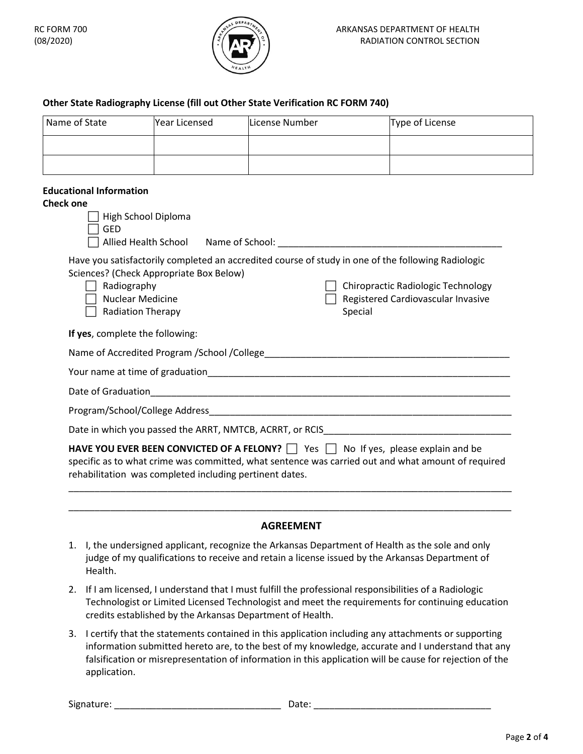RC FORM 700
(08/2020)

ARKANSAS DEPARTMENT OF HEALTH
RADIATION CONTROL SECTION

**Other State Radiography License (fill out Other State Verification RC FORM 740)**

| Name of State | Year Licensed | License Number | Type of License |
|---|---|---|---|
| | | | |
| | | | |

**Educational Information**
**Check one**

☐ High School Diploma
☐ GED
☐ Allied Health School     Name of School: ___________________________________________

Have you satisfactorily completed an accredited course of study in one of the following Radiologic Sciences? (Check Appropriate Box Below)

☐ Radiography
☐ Nuclear Medicine
☐ Radiation Therapy
☐ Chiropractic Radiologic Technology
☐ Registered Cardiovascular Invasive Special

**If yes**, complete the following:

Name of Accredited Program /School /College_______________________________________________

Your name at time of graduation___________________________________________________________

Date of Graduation______________________________________________________________________

Program/School/College Address___________________________________________________________

Date in which you passed the ARRT, NMTCB, ACRRT, or RCIS___________________________________

**HAVE YOU EVER BEEN CONVICTED OF A FELONY?** ☐ Yes ☐ No If yes, please explain and be specific as to what crime was committed, what sentence was carried out and what amount of required rehabilitation was completed including pertinent dates.

_____________________________________________________________________________________

_____________________________________________________________________________________

## AGREEMENT

1. I, the undersigned applicant, recognize the Arkansas Department of Health as the sole and only judge of my qualifications to receive and retain a license issued by the Arkansas Department of Health.
2. If I am licensed, I understand that I must fulfill the professional responsibilities of a Radiologic Technologist or Limited Licensed Technologist and meet the requirements for continuing education credits established by the Arkansas Department of Health.
3. I certify that the statements contained in this application including any attachments or supporting information submitted hereto are, to the best of my knowledge, accurate and I understand that any falsification or misrepresentation of information in this application will be cause for rejection of the application.

Signature: _______________________________ Date: _________________________________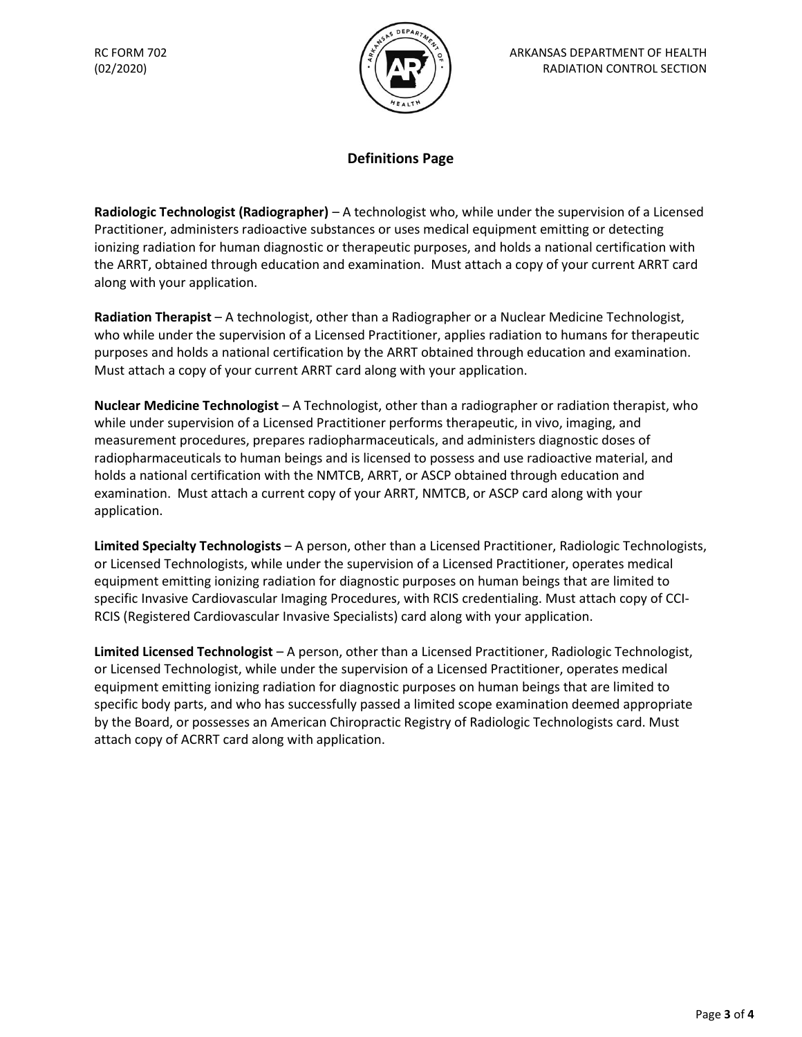RC FORM 702
(02/2020)

ARKANSAS DEPARTMENT OF HEALTH
RADIATION CONTROL SECTION

## Definitions Page

**Radiologic Technologist (Radiographer)** – A technologist who, while under the supervision of a Licensed Practitioner, administers radioactive substances or uses medical equipment emitting or detecting ionizing radiation for human diagnostic or therapeutic purposes, and holds a national certification with the ARRT, obtained through education and examination. Must attach a copy of your current ARRT card along with your application.

**Radiation Therapist** – A technologist, other than a Radiographer or a Nuclear Medicine Technologist, who while under the supervision of a Licensed Practitioner, applies radiation to humans for therapeutic purposes and holds a national certification by the ARRT obtained through education and examination. Must attach a copy of your current ARRT card along with your application.

**Nuclear Medicine Technologist** – A Technologist, other than a radiographer or radiation therapist, who while under supervision of a Licensed Practitioner performs therapeutic, in vivo, imaging, and measurement procedures, prepares radiopharmaceuticals, and administers diagnostic doses of radiopharmaceuticals to human beings and is licensed to possess and use radioactive material, and holds a national certification with the NMTCB, ARRT, or ASCP obtained through education and examination. Must attach a current copy of your ARRT, NMTCB, or ASCP card along with your application.

**Limited Specialty Technologists** – A person, other than a Licensed Practitioner, Radiologic Technologists, or Licensed Technologists, while under the supervision of a Licensed Practitioner, operates medical equipment emitting ionizing radiation for diagnostic purposes on human beings that are limited to specific Invasive Cardiovascular Imaging Procedures, with RCIS credentialing. Must attach copy of CCI-RCIS (Registered Cardiovascular Invasive Specialists) card along with your application.

**Limited Licensed Technologist** – A person, other than a Licensed Practitioner, Radiologic Technologist, or Licensed Technologist, while under the supervision of a Licensed Practitioner, operates medical equipment emitting ionizing radiation for diagnostic purposes on human beings that are limited to specific body parts, and who has successfully passed a limited scope examination deemed appropriate by the Board, or possesses an American Chiropractic Registry of Radiologic Technologists card. Must attach copy of ACRRT card along with application.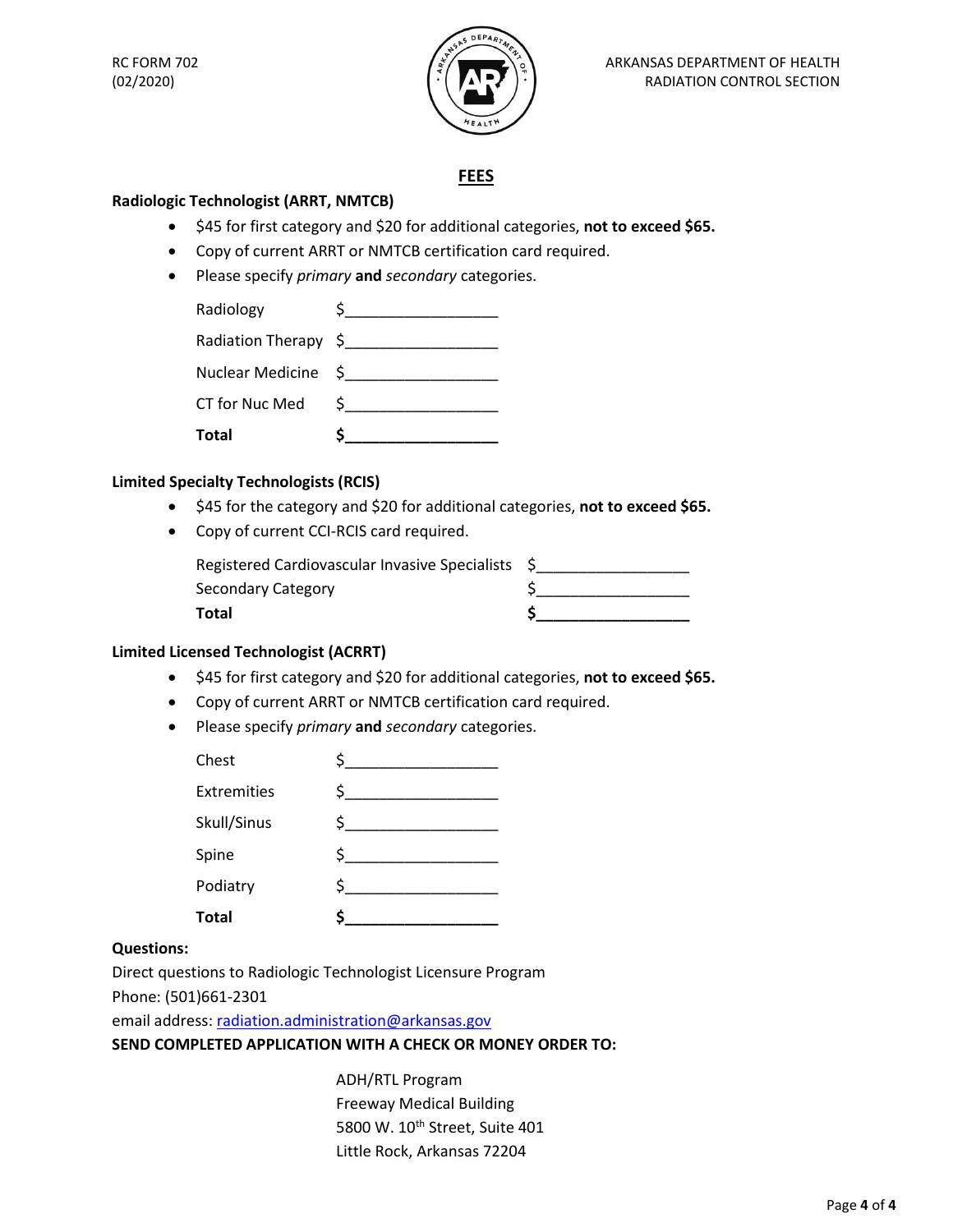RC FORM 702
(02/2020)

ARKANSAS DEPARTMENT OF HEALTH
RADIATION CONTROL SECTION

# FEES

**Radiologic Technologist (ARRT, NMTCB)**

- $45 for first category and $20 for additional categories, **not to exceed $65.**
- Copy of current ARRT or NMTCB certification card required.
- Please specify *primary* **and** *secondary* categories.

| | |
|---|---|
| Radiology | $__________________ |
| Radiation Therapy | $__________________ |
| Nuclear Medicine | $__________________ |
| CT for Nuc Med | $__________________ |
| **Total** | **$__________________** |

**Limited Specialty Technologists (RCIS)**

- $45 for the category and $20 for additional categories, **not to exceed $65.**
- Copy of current CCI-RCIS card required.

| | |
|---|---|
| Registered Cardiovascular Invasive Specialists | $__________________ |
| Secondary Category | $__________________ |
| **Total** | **$__________________** |

**Limited Licensed Technologist (ACRRT)**

- $45 for first category and $20 for additional categories, **not to exceed $65.**
- Copy of current ARRT or NMTCB certification card required.
- Please specify *primary* **and** *secondary* categories.

| | |
|---|---|
| Chest | $__________________ |
| Extremities | $__________________ |
| Skull/Sinus | $__________________ |
| Spine | $__________________ |
| Podiatry | $__________________ |
| **Total** | **$__________________** |

**Questions:**

Direct questions to Radiologic Technologist Licensure Program
Phone: (501)661-2301
email address: radiation.administration@arkansas.gov

**SEND COMPLETED APPLICATION WITH A CHECK OR MONEY ORDER TO:**

ADH/RTL Program
Freeway Medical Building
5800 W. 10th Street, Suite 401
Little Rock, Arkansas 72204